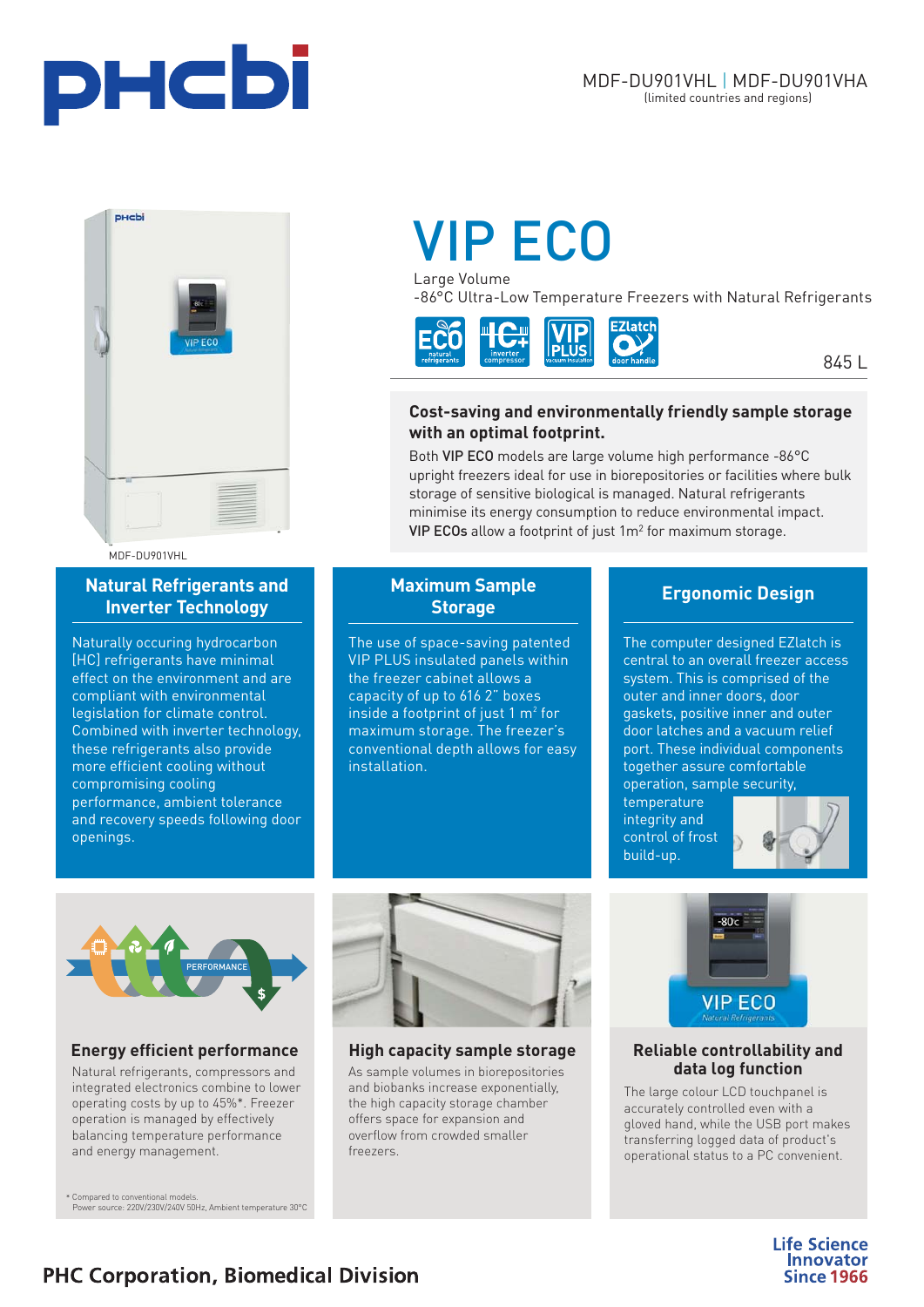MDF-DU901VHL | MDF-DU901VHA
(limited countries and regions)

# VIP ECO

Large Volume
-86°C Ultra-Low Temperature Freezers with Natural Refrigerants

845 L

MDF-DU901VHL

**Cost-saving and environmentally friendly sample storage with an optimal footprint.**

Both **VIP ECO** models are large volume high performance -86°C upright freezers ideal for use in biorepositories or facilities where bulk storage of sensitive biological is managed. Natural refrigerants minimise its energy consumption to reduce environmental impact. **VIP ECOs** allow a footprint of just 1m$^2$ for maximum storage.

## Natural Refrigerants and Inverter Technology

Naturally occuring hydrocarbon [HC] refrigerants have minimal effect on the environment and are compliant with environmental legislation for climate control. Combined with inverter technology, these refrigerants also provide more efficient cooling without compromising cooling performance, ambient tolerance and recovery speeds following door openings.

## Maximum Sample Storage

The use of space-saving patented VIP PLUS insulated panels within the freezer cabinet allows a capacity of up to 616 2" boxes inside a footprint of just 1 m$^2$ for maximum storage. The freezer's conventional depth allows for easy installation.

## Ergonomic Design

The computer designed EZlatch is central to an overall freezer access system. This is comprised of the outer and inner doors, door gaskets, positive inner and outer door latches and a vacuum relief port. These individual components together assure comfortable operation, sample security, temperature integrity and control of frost build-up.

### Energy efficient performance

Natural refrigerants, compressors and integrated electronics combine to lower operating costs by up to 45%*. Freezer operation is managed by effectively balancing temperature performance and energy management.

* Compared to conventional models.
Power source: 220V/230V/240V 50Hz, Ambient temperature 30°C

### High capacity sample storage

As sample volumes in biorepositories and biobanks increase exponentially, the high capacity storage chamber offers space for expansion and overflow from crowded smaller freezers.

### Reliable controllability and data log function

The large colour LCD touchpanel is accurately controlled even with a gloved hand, while the USB port makes transferring logged data of product's operational status to a PC convenient.

**PHC Corporation, Biomedical Division**

Life Science Innovator Since 1966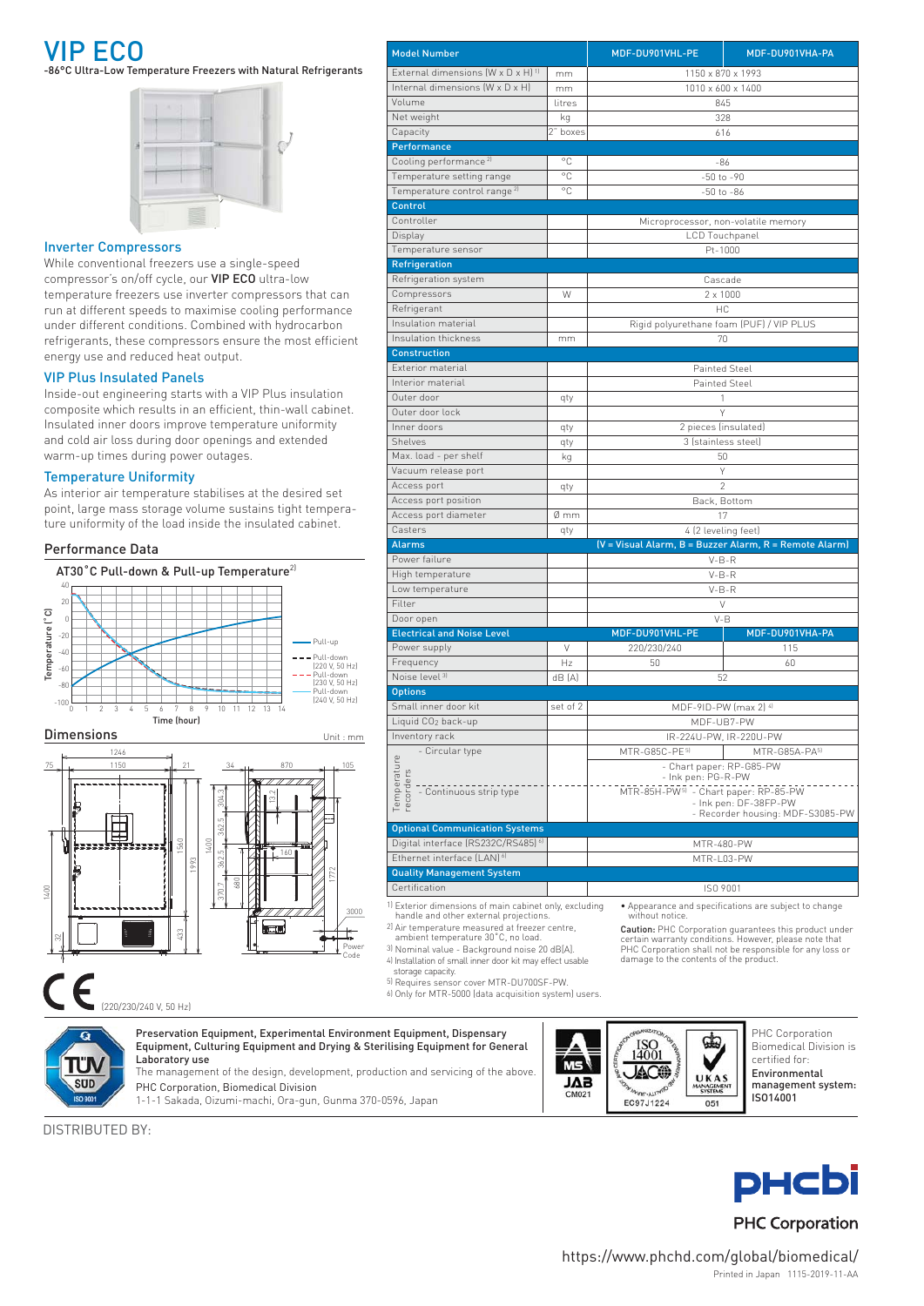# VIP ECO

-86°C Ultra-Low Temperature Freezers with Natural Refrigerants

## Inverter Compressors

While conventional freezers use a single-speed compressor's on/off cycle, our **VIP ECO** ultra-low temperature freezers use inverter compressors that can run at different speeds to maximise cooling performance under different conditions. Combined with hydrocarbon refrigerants, these compressors ensure the most efficient energy use and reduced heat output.

## VIP Plus Insulated Panels

Inside-out engineering starts with a VIP Plus insulation composite which results in an efficient, thin-wall cabinet. Insulated inner doors improve temperature uniformity and cold air loss during door openings and extended warm-up times during power outages.

## Temperature Uniformity

As interior air temperature stabilises at the desired set point, large mass storage volume sustains tight temperature uniformity of the load inside the insulated cabinet.

## Performance Data

AT30˚C Pull-down & Pull-up Temperature[2]

Temperature (°C)
40
20
0
-20
-40
-60
-80
-100
0 1 2 3 4 5 6 7 8 9 10 11 12 13 14
Time (hour)

Pull-up
Pull-down (220 V, 50 Hz)
Pull-down (230 V, 50 Hz)
Pull-down (240 V, 50 Hz)

## Dimensions

Unit : mm

1246
75
1150
21
34
870
105
13.2
304.3
362.5
362.5
370.7
160
1560
1993
1400
680
1772
1400
433
32
3000
Power Code

CE (220/230/240 V, 50 Hz)

| Model Number | | MDF-DU901VHL-PE | MDF-DU901VHA-PA |
|---|---|---|---|
| External dimensions (W x D x H) [1] | mm | 1150 x 870 x 1993 | |
| Internal dimensions (W x D x H) | mm | 1010 x 600 x 1400 | |
| Volume | litres | 845 | |
| Net weight | kg | 328 | |
| Capacity | 2" boxes | 616 | |
| **Performance** | | | |
| Cooling performance [2] | °C | -86 | |
| Temperature setting range | °C | -50 to -90 | |
| Temperature control range [2] | °C | -50 to -86 | |
| **Control** | | | |
| Controller | | Microprocessor, non-volatile memory | |
| Display | | LCD Touchpanel | |
| Temperature sensor | | Pt-1000 | |
| **Refrigeration** | | | |
| Refrigeration system | | Cascade | |
| Compressors | W | 2 x 1000 | |
| Refrigerant | | HC | |
| Insulation material | | Rigid polyurethane foam (PUF) / VIP PLUS | |
| Insulation thickness | mm | 70 | |
| **Construction** | | | |
| Exterior material | | Painted Steel | |
| Interior material | | Painted Steel | |
| Outer door | qty | 1 | |
| Outer door lock | | Y | |
| Inner doors | qty | 2 pieces (insulated) | |
| Shelves | qty | 3 (stainless steel) | |
| Max. load - per shelf | kg | 50 | |
| Vacuum release port | | Y | |
| Access port | qty | 2 | |
| Access port position | | Back, Bottom | |
| Access port diameter | Ø mm | 17 | |
| Casters | qty | 4 (2 leveling feet) | |
| **Alarms** | | (V = Visual Alarm, B = Buzzer Alarm, R = Remote Alarm) | |
| Power failure | | V-B-R | |
| High temperature | | V-B-R | |
| Low temperature | | V-B-R | |
| Filter | | V | |
| Door open | | V-B | |
| **Electrical and Noise Level** | | MDF-DU901VHL-PE | MDF-DU901VHA-PA |
| Power supply | V | 220/230/240 | 115 |
| Frequency | Hz | 50 | 60 |
| Noise level [3] | dB (A) | 52 | |
| **Options** | | | |
| Small inner door kit | set of 2 | MDF-9ID-PW (max 2) [4] | |
| Liquid $CO_2$ back-up | | MDF-UB7-PW | |
| Inventory rack | | IR-224U-PW, IR-220U-PW | |
| Temperature recorders - Circular type | | MTR-G85C-PE[5] | MTR-G85A-PA[5] |
| | | - Chart paper: RP-G85-PW - Ink pen: PG-R-PW | |
| Temperature recorders - Continuous strip type | | MTR-85H-PW[5] - Chart paper: RP-85-PW - Ink pen: DF-38FP-PW - Recorder housing: MDF-S3085-PW | |
| **Optional Communication Systems** | | | |
| Digital interface (RS232C/RS485) [6] | | MTR-480-PW | |
| Ethernet interface (LAN) [6] | | MTR-L03-PW | |
| **Quality Management System** | | | |
| Certification | | ISO 9001 | |

1) Exterior dimensions of main cabinet only, excluding handle and other external projections.
2) Air temperature measured at freezer centre, ambient temperature 30˚C, no load.
3) Nominal value - Background noise 20 dB(A).
4) Installation of small inner door kit may effect usable storage capacity.
5) Requires sensor cover MTR-DU700SF-PW.
6) Only for MTR-5000 (data acquisition system) users.

- Appearance and specifications are subject to change without notice.

**Caution:** PHC Corporation guarantees this product under certain warranty conditions. However, please note that PHC Corporation shall not be responsible for any loss or damage to the contents of the product.

Preservation Equipment, Experimental Environment Equipment, Dispensary Equipment, Culturing Equipment and Drying & Sterilising Equipment for General Laboratory use
The management of the design, development, production and servicing of the above.
PHC Corporation, Biomedical Division
1-1-1 Sakada, Oizumi-machi, Ora-gun, Gunma 370-0596, Japan

PHC Corporation Biomedical Division is certified for:
Environmental management system: ISO14001

DISTRIBUTED BY:

PHC Corporation

https://www.phchd.com/global/biomedical/

Printed in Japan 1115-2019-11-AA